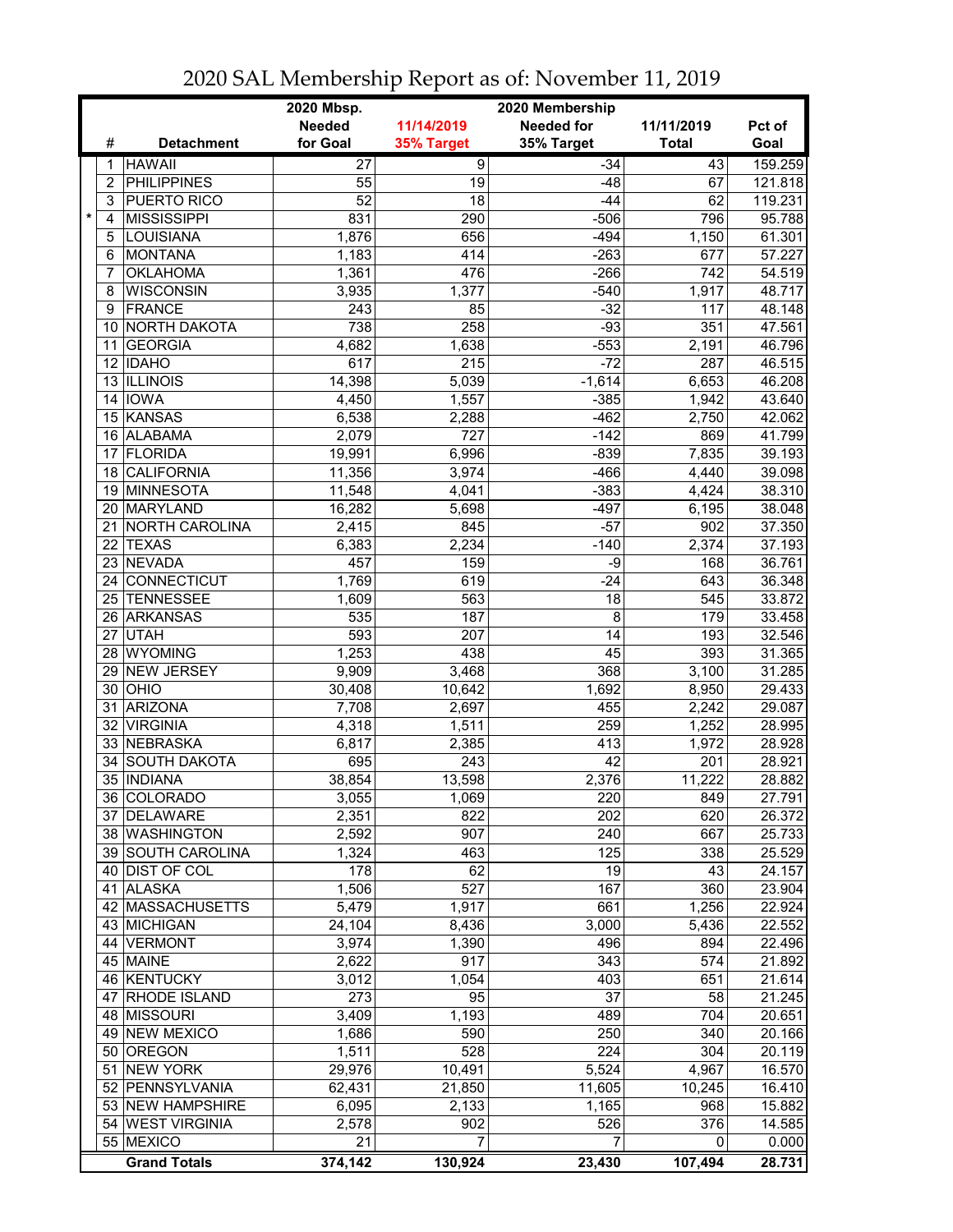# 2020 SAL Membership Report as of: November 11, 2019

| | # | Detachment | 2020 Mbsp. Needed for Goal | 11/14/2019 35% Target | 2020 Membership Needed for 35% Target | 11/11/2019 Total | Pct of Goal |
|---|---|---|---|---|---|---|---|
| | 1 | HAWAII | 27 | 9 | -34 | 43 | 159.259 |
| | 2 | PHILIPPINES | 55 | 19 | -48 | 67 | 121.818 |
| | 3 | PUERTO RICO | 52 | 18 | -44 | 62 | 119.231 |
| * | 4 | MISSISSIPPI | 831 | 290 | -506 | 796 | 95.788 |
| | 5 | LOUISIANA | 1,876 | 656 | -494 | 1,150 | 61.301 |
| | 6 | MONTANA | 1,183 | 414 | -263 | 677 | 57.227 |
| | 7 | OKLAHOMA | 1,361 | 476 | -266 | 742 | 54.519 |
| | 8 | WISCONSIN | 3,935 | 1,377 | -540 | 1,917 | 48.717 |
| | 9 | FRANCE | 243 | 85 | -32 | 117 | 48.148 |
| | 10 | NORTH DAKOTA | 738 | 258 | -93 | 351 | 47.561 |
| | 11 | GEORGIA | 4,682 | 1,638 | -553 | 2,191 | 46.796 |
| | 12 | IDAHO | 617 | 215 | -72 | 287 | 46.515 |
| | 13 | ILLINOIS | 14,398 | 5,039 | -1,614 | 6,653 | 46.208 |
| | 14 | IOWA | 4,450 | 1,557 | -385 | 1,942 | 43.640 |
| | 15 | KANSAS | 6,538 | 2,288 | -462 | 2,750 | 42.062 |
| | 16 | ALABAMA | 2,079 | 727 | -142 | 869 | 41.799 |
| | 17 | FLORIDA | 19,991 | 6,996 | -839 | 7,835 | 39.193 |
| | 18 | CALIFORNIA | 11,356 | 3,974 | -466 | 4,440 | 39.098 |
| | 19 | MINNESOTA | 11,548 | 4,041 | -383 | 4,424 | 38.310 |
| | 20 | MARYLAND | 16,282 | 5,698 | -497 | 6,195 | 38.048 |
| | 21 | NORTH CAROLINA | 2,415 | 845 | -57 | 902 | 37.350 |
| | 22 | TEXAS | 6,383 | 2,234 | -140 | 2,374 | 37.193 |
| | 23 | NEVADA | 457 | 159 | -9 | 168 | 36.761 |
| | 24 | CONNECTICUT | 1,769 | 619 | -24 | 643 | 36.348 |
| | 25 | TENNESSEE | 1,609 | 563 | 18 | 545 | 33.872 |
| | 26 | ARKANSAS | 535 | 187 | 8 | 179 | 33.458 |
| | 27 | UTAH | 593 | 207 | 14 | 193 | 32.546 |
| | 28 | WYOMING | 1,253 | 438 | 45 | 393 | 31.365 |
| | 29 | NEW JERSEY | 9,909 | 3,468 | 368 | 3,100 | 31.285 |
| | 30 | OHIO | 30,408 | 10,642 | 1,692 | 8,950 | 29.433 |
| | 31 | ARIZONA | 7,708 | 2,697 | 455 | 2,242 | 29.087 |
| | 32 | VIRGINIA | 4,318 | 1,511 | 259 | 1,252 | 28.995 |
| | 33 | NEBRASKA | 6,817 | 2,385 | 413 | 1,972 | 28.928 |
| | 34 | SOUTH DAKOTA | 695 | 243 | 42 | 201 | 28.921 |
| | 35 | INDIANA | 38,854 | 13,598 | 2,376 | 11,222 | 28.882 |
| | 36 | COLORADO | 3,055 | 1,069 | 220 | 849 | 27.791 |
| | 37 | DELAWARE | 2,351 | 822 | 202 | 620 | 26.372 |
| | 38 | WASHINGTON | 2,592 | 907 | 240 | 667 | 25.733 |
| | 39 | SOUTH CAROLINA | 1,324 | 463 | 125 | 338 | 25.529 |
| | 40 | DIST OF COL | 178 | 62 | 19 | 43 | 24.157 |
| | 41 | ALASKA | 1,506 | 527 | 167 | 360 | 23.904 |
| | 42 | MASSACHUSETTS | 5,479 | 1,917 | 661 | 1,256 | 22.924 |
| | 43 | MICHIGAN | 24,104 | 8,436 | 3,000 | 5,436 | 22.552 |
| | 44 | VERMONT | 3,974 | 1,390 | 496 | 894 | 22.496 |
| | 45 | MAINE | 2,622 | 917 | 343 | 574 | 21.892 |
| | 46 | KENTUCKY | 3,012 | 1,054 | 403 | 651 | 21.614 |
| | 47 | RHODE ISLAND | 273 | 95 | 37 | 58 | 21.245 |
| | 48 | MISSOURI | 3,409 | 1,193 | 489 | 704 | 20.651 |
| | 49 | NEW MEXICO | 1,686 | 590 | 250 | 340 | 20.166 |
| | 50 | OREGON | 1,511 | 528 | 224 | 304 | 20.119 |
| | 51 | NEW YORK | 29,976 | 10,491 | 5,524 | 4,967 | 16.570 |
| | 52 | PENNSYLVANIA | 62,431 | 21,850 | 11,605 | 10,245 | 16.410 |
| | 53 | NEW HAMPSHIRE | 6,095 | 2,133 | 1,165 | 968 | 15.882 |
| | 54 | WEST VIRGINIA | 2,578 | 902 | 526 | 376 | 14.585 |
| | 55 | MEXICO | 21 | 7 | 7 | 0 | 0.000 |
| | | **Grand Totals** | **374,142** | **130,924** | **23,430** | **107,494** | **28.731** |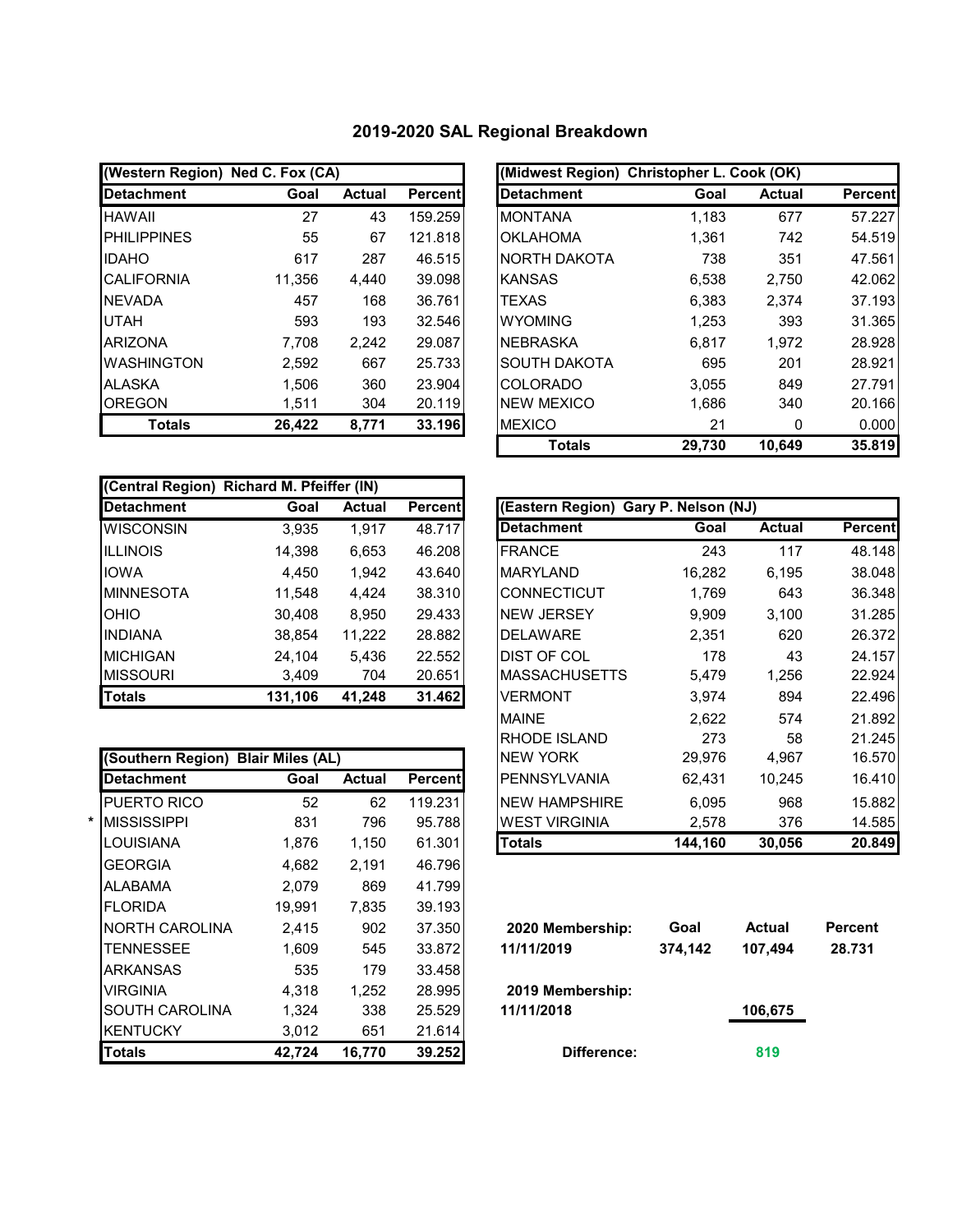# 2019-2020 SAL Regional Breakdown

| (Western Region) Ned C. Fox (CA) | | | |
|---|---|---|---|
| **Detachment** | **Goal** | **Actual** | **Percent** |
| HAWAII | 27 | 43 | 159.259 |
| PHILIPPINES | 55 | 67 | 121.818 |
| IDAHO | 617 | 287 | 46.515 |
| CALIFORNIA | 11,356 | 4,440 | 39.098 |
| NEVADA | 457 | 168 | 36.761 |
| UTAH | 593 | 193 | 32.546 |
| ARIZONA | 7,708 | 2,242 | 29.087 |
| WASHINGTON | 2,592 | 667 | 25.733 |
| ALASKA | 1,506 | 360 | 23.904 |
| OREGON | 1,511 | 304 | 20.119 |
| **Totals** | **26,422** | **8,771** | **33.196** |

| (Midwest Region) Christopher L. Cook (OK) | | | |
|---|---|---|---|
| **Detachment** | **Goal** | **Actual** | **Percent** |
| MONTANA | 1,183 | 677 | 57.227 |
| OKLAHOMA | 1,361 | 742 | 54.519 |
| NORTH DAKOTA | 738 | 351 | 47.561 |
| KANSAS | 6,538 | 2,750 | 42.062 |
| TEXAS | 6,383 | 2,374 | 37.193 |
| WYOMING | 1,253 | 393 | 31.365 |
| NEBRASKA | 6,817 | 1,972 | 28.928 |
| SOUTH DAKOTA | 695 | 201 | 28.921 |
| COLORADO | 3,055 | 849 | 27.791 |
| NEW MEXICO | 1,686 | 340 | 20.166 |
| MEXICO | 21 | 0 | 0.000 |
| **Totals** | **29,730** | **10,649** | **35.819** |

| (Central Region) Richard M. Pfeiffer (IN) | | | |
|---|---|---|---|
| **Detachment** | **Goal** | **Actual** | **Percent** |
| WISCONSIN | 3,935 | 1,917 | 48.717 |
| ILLINOIS | 14,398 | 6,653 | 46.208 |
| IOWA | 4,450 | 1,942 | 43.640 |
| MINNESOTA | 11,548 | 4,424 | 38.310 |
| OHIO | 30,408 | 8,950 | 29.433 |
| INDIANA | 38,854 | 11,222 | 28.882 |
| MICHIGAN | 24,104 | 5,436 | 22.552 |
| MISSOURI | 3,409 | 704 | 20.651 |
| **Totals** | **131,106** | **41,248** | **31.462** |

| (Eastern Region) Gary P. Nelson (NJ) | | | |
|---|---|---|---|
| **Detachment** | **Goal** | **Actual** | **Percent** |
| FRANCE | 243 | 117 | 48.148 |
| MARYLAND | 16,282 | 6,195 | 38.048 |
| CONNECTICUT | 1,769 | 643 | 36.348 |
| NEW JERSEY | 9,909 | 3,100 | 31.285 |
| DELAWARE | 2,351 | 620 | 26.372 |
| DIST OF COL | 178 | 43 | 24.157 |
| MASSACHUSETTS | 5,479 | 1,256 | 22.924 |
| VERMONT | 3,974 | 894 | 22.496 |
| MAINE | 2,622 | 574 | 21.892 |
| RHODE ISLAND | 273 | 58 | 21.245 |
| NEW YORK | 29,976 | 4,967 | 16.570 |
| PENNSYLVANIA | 62,431 | 10,245 | 16.410 |
| NEW HAMPSHIRE | 6,095 | 968 | 15.882 |
| WEST VIRGINIA | 2,578 | 376 | 14.585 |
| **Totals** | **144,160** | **30,056** | **20.849** |

| (Southern Region) Blair Miles (AL) | | | |
|---|---|---|---|
| **Detachment** | **Goal** | **Actual** | **Percent** |
| PUERTO RICO | 52 | 62 | 119.231 |
| * MISSISSIPPI | 831 | 796 | 95.788 |
| LOUISIANA | 1,876 | 1,150 | 61.301 |
| GEORGIA | 4,682 | 2,191 | 46.796 |
| ALABAMA | 2,079 | 869 | 41.799 |
| FLORIDA | 19,991 | 7,835 | 39.193 |
| NORTH CAROLINA | 2,415 | 902 | 37.350 |
| TENNESSEE | 1,609 | 545 | 33.872 |
| ARKANSAS | 535 | 179 | 33.458 |
| VIRGINIA | 4,318 | 1,252 | 28.995 |
| SOUTH CAROLINA | 1,324 | 338 | 25.529 |
| KENTUCKY | 3,012 | 651 | 21.614 |
| **Totals** | **42,724** | **16,770** | **39.252** |

| | Goal | Actual | Percent |
|---|---|---|---|
| **2020 Membership: 11/11/2019** | **374,142** | **107,494** | **28.731** |
| **2019 Membership: 11/11/2018** | | **106,675** | |
| **Difference:** | | **819** | |